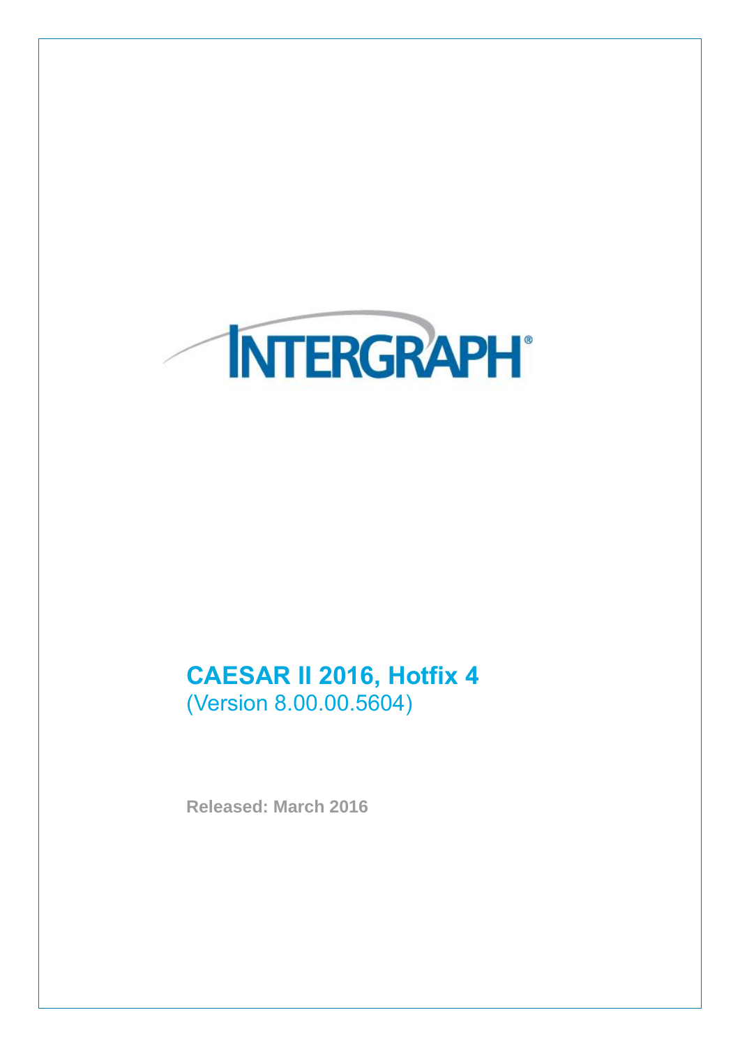INTERGRAPH®

# CAESAR II 2016, Hotfix 4

(Version 8.00.00.5604)

**Released: March 2016**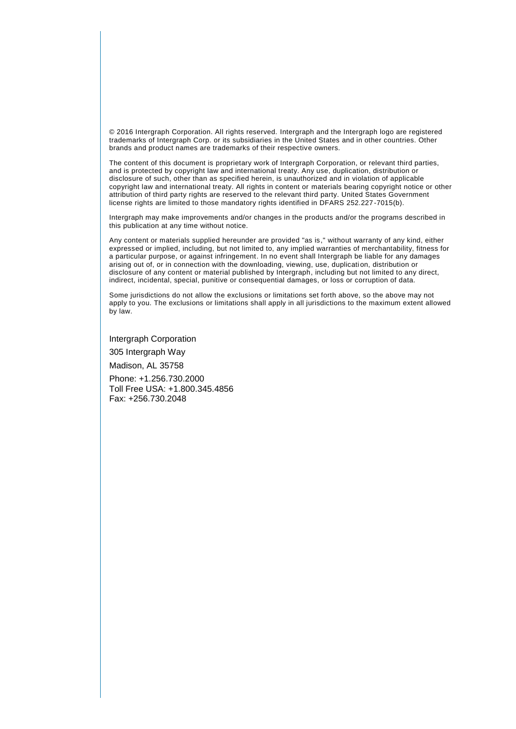© 2016 Intergraph Corporation. All rights reserved. Intergraph and the Intergraph logo are registered trademarks of Intergraph Corp. or its subsidiaries in the United States and in other countries. Other brands and product names are trademarks of their respective owners.

The content of this document is proprietary work of Intergraph Corporation, or relevant third parties, and is protected by copyright law and international treaty. Any use, duplication, distribution or disclosure of such, other than as specified herein, is unauthorized and in violation of applicable copyright law and international treaty. All rights in content or materials bearing copyright notice or other attribution of third party rights are reserved to the relevant third party. United States Government license rights are limited to those mandatory rights identified in DFARS 252.227-7015(b).

Intergraph may make improvements and/or changes in the products and/or the programs described in this publication at any time without notice.

Any content or materials supplied hereunder are provided "as is," without warranty of any kind, either expressed or implied, including, but not limited to, any implied warranties of merchantability, fitness for a particular purpose, or against infringement. In no event shall Intergraph be liable for any damages arising out of, or in connection with the downloading, viewing, use, duplication, distribution or disclosure of any content or material published by Intergraph, including but not limited to any direct, indirect, incidental, special, punitive or consequential damages, or loss or corruption of data.

Some jurisdictions do not allow the exclusions or limitations set forth above, so the above may not apply to you. The exclusions or limitations shall apply in all jurisdictions to the maximum extent allowed by law.

Intergraph Corporation

305 Intergraph Way

Madison, AL 35758

Phone: +1.256.730.2000
Toll Free USA: +1.800.345.4856
Fax: +256.730.2048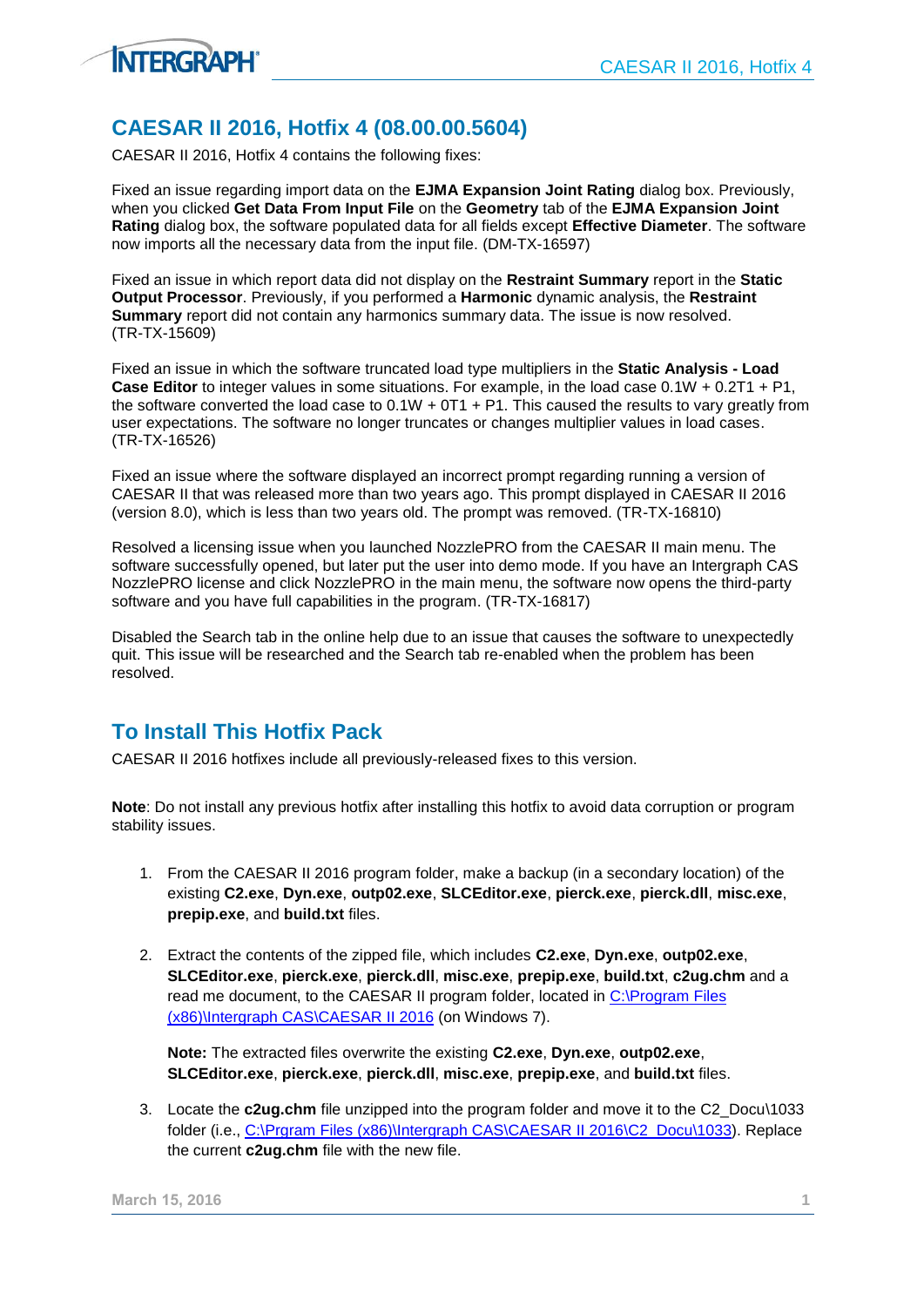## CAESAR II 2016, Hotfix 4 (08.00.00.5604)

CAESAR II 2016, Hotfix 4 contains the following fixes:

Fixed an issue regarding import data on the **EJMA Expansion Joint Rating** dialog box. Previously, when you clicked **Get Data From Input File** on the **Geometry** tab of the **EJMA Expansion Joint Rating** dialog box, the software populated data for all fields except **Effective Diameter**. The software now imports all the necessary data from the input file. (DM-TX-16597)

Fixed an issue in which report data did not display on the **Restraint Summary** report in the **Static Output Processor**. Previously, if you performed a **Harmonic** dynamic analysis, the **Restraint Summary** report did not contain any harmonics summary data. The issue is now resolved. (TR-TX-15609)

Fixed an issue in which the software truncated load type multipliers in the **Static Analysis - Load Case Editor** to integer values in some situations. For example, in the load case 0.1W + 0.2T1 + P1, the software converted the load case to 0.1W + 0T1 + P1. This caused the results to vary greatly from user expectations. The software no longer truncates or changes multiplier values in load cases. (TR-TX-16526)

Fixed an issue where the software displayed an incorrect prompt regarding running a version of CAESAR II that was released more than two years ago. This prompt displayed in CAESAR II 2016 (version 8.0), which is less than two years old. The prompt was removed. (TR-TX-16810)

Resolved a licensing issue when you launched NozzlePRO from the CAESAR II main menu. The software successfully opened, but later put the user into demo mode. If you have an Intergraph CAS NozzlePRO license and click NozzlePRO in the main menu, the software now opens the third-party software and you have full capabilities in the program. (TR-TX-16817)

Disabled the Search tab in the online help due to an issue that causes the software to unexpectedly quit. This issue will be researched and the Search tab re-enabled when the problem has been resolved.

## To Install This Hotfix Pack

CAESAR II 2016 hotfixes include all previously-released fixes to this version.

**Note**: Do not install any previous hotfix after installing this hotfix to avoid data corruption or program stability issues.

1. From the CAESAR II 2016 program folder, make a backup (in a secondary location) of the existing **C2.exe**, **Dyn.exe**, **outp02.exe**, **SLCEditor.exe**, **pierck.exe**, **pierck.dll**, **misc.exe**, **prepip.exe**, and **build.txt** files.

2. Extract the contents of the zipped file, which includes **C2.exe**, **Dyn.exe**, **outp02.exe**, **SLCEditor.exe**, **pierck.exe**, **pierck.dll**, **misc.exe**, **prepip.exe**, **build.txt**, **c2ug.chm** and a read me document, to the CAESAR II program folder, located in C:\Program Files (x86)\Intergraph CAS\CAESAR II 2016 (on Windows 7).

   **Note:** The extracted files overwrite the existing **C2.exe**, **Dyn.exe**, **outp02.exe**, **SLCEditor.exe**, **pierck.exe**, **pierck.dll**, **misc.exe**, **prepip.exe**, and **build.txt** files.

3. Locate the **c2ug.chm** file unzipped into the program folder and move it to the C2_Docu\1033 folder (i.e., C:\Prgram Files (x86)\Intergraph CAS\CAESAR II 2016\C2_Docu\1033). Replace the current **c2ug.chm** file with the new file.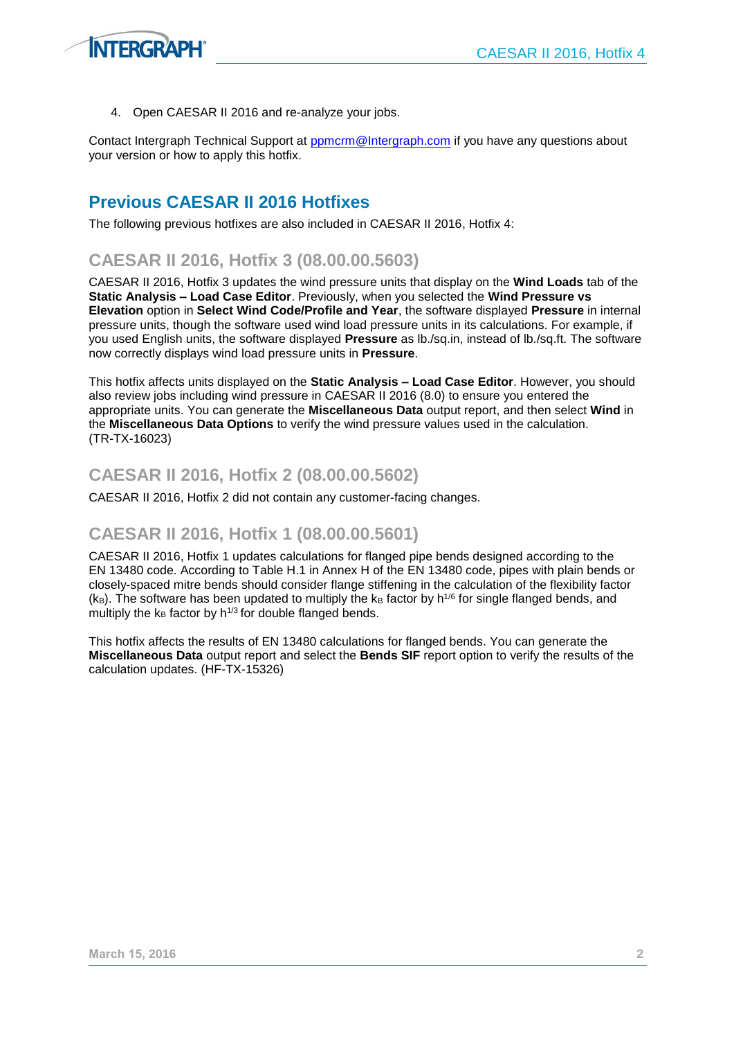4. Open CAESAR II 2016 and re-analyze your jobs.

Contact Intergraph Technical Support at ppmcrm@Intergraph.com if you have any questions about your version or how to apply this hotfix.

## Previous CAESAR II 2016 Hotfixes

The following previous hotfixes are also included in CAESAR II 2016, Hotfix 4:

### CAESAR II 2016, Hotfix 3 (08.00.00.5603)

CAESAR II 2016, Hotfix 3 updates the wind pressure units that display on the **Wind Loads** tab of the **Static Analysis – Load Case Editor**. Previously, when you selected the **Wind Pressure vs Elevation** option in **Select Wind Code/Profile and Year**, the software displayed **Pressure** in internal pressure units, though the software used wind load pressure units in its calculations. For example, if you used English units, the software displayed **Pressure** as lb./sq.in, instead of lb./sq.ft. The software now correctly displays wind load pressure units in **Pressure**.

This hotfix affects units displayed on the **Static Analysis – Load Case Editor**. However, you should also review jobs including wind pressure in CAESAR II 2016 (8.0) to ensure you entered the appropriate units. You can generate the **Miscellaneous Data** output report, and then select **Wind** in the **Miscellaneous Data Options** to verify the wind pressure values used in the calculation. (TR-TX-16023)

### CAESAR II 2016, Hotfix 2 (08.00.00.5602)

CAESAR II 2016, Hotfix 2 did not contain any customer-facing changes.

### CAESAR II 2016, Hotfix 1 (08.00.00.5601)

CAESAR II 2016, Hotfix 1 updates calculations for flanged pipe bends designed according to the EN 13480 code. According to Table H.1 in Annex H of the EN 13480 code, pipes with plain bends or closely-spaced mitre bends should consider flange stiffening in the calculation of the flexibility factor ($k_B$). The software has been updated to multiply the $k_B$ factor by $h^{1/6}$ for single flanged bends, and multiply the $k_B$ factor by $h^{1/3}$ for double flanged bends.

This hotfix affects the results of EN 13480 calculations for flanged bends. You can generate the **Miscellaneous Data** output report and select the **Bends SIF** report option to verify the results of the calculation updates. (HF-TX-15326)